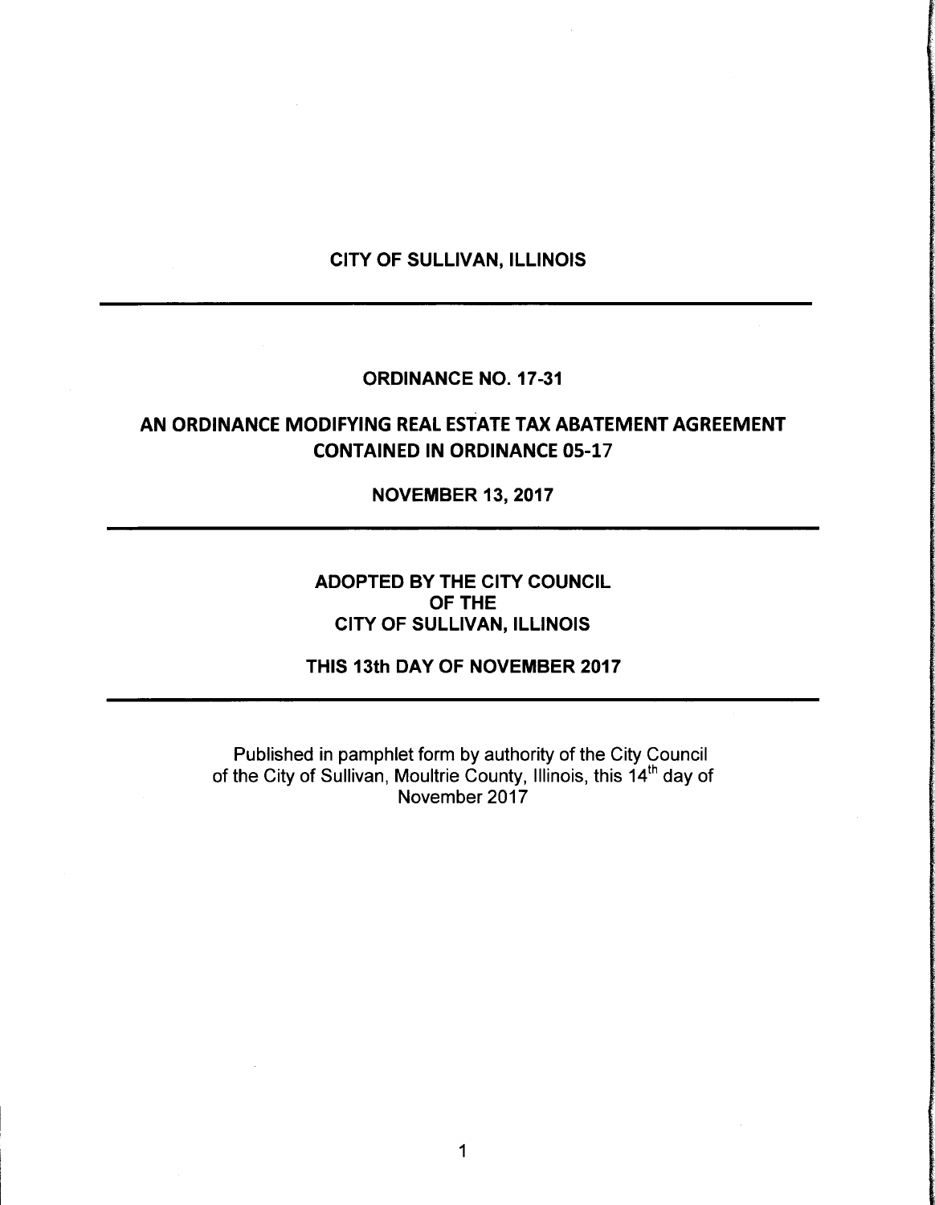# CITY OF SULLIVAN, ILLINOIS

---

## ORDINANCE NO. 17-31

## AN ORDINANCE MODIFYING REAL ESTATE TAX ABATEMENT AGREEMENT CONTAINED IN ORDINANCE 05-17

**NOVEMBER 13, 2017**

---

**ADOPTED BY THE CITY COUNCIL**
**OF THE**
**CITY OF SULLIVAN, ILLINOIS**

**THIS 13th DAY OF NOVEMBER 2017**

---

Published in pamphlet form by authority of the City Council of the City of Sullivan, Moultrie County, Illinois, this 14th day of November 2017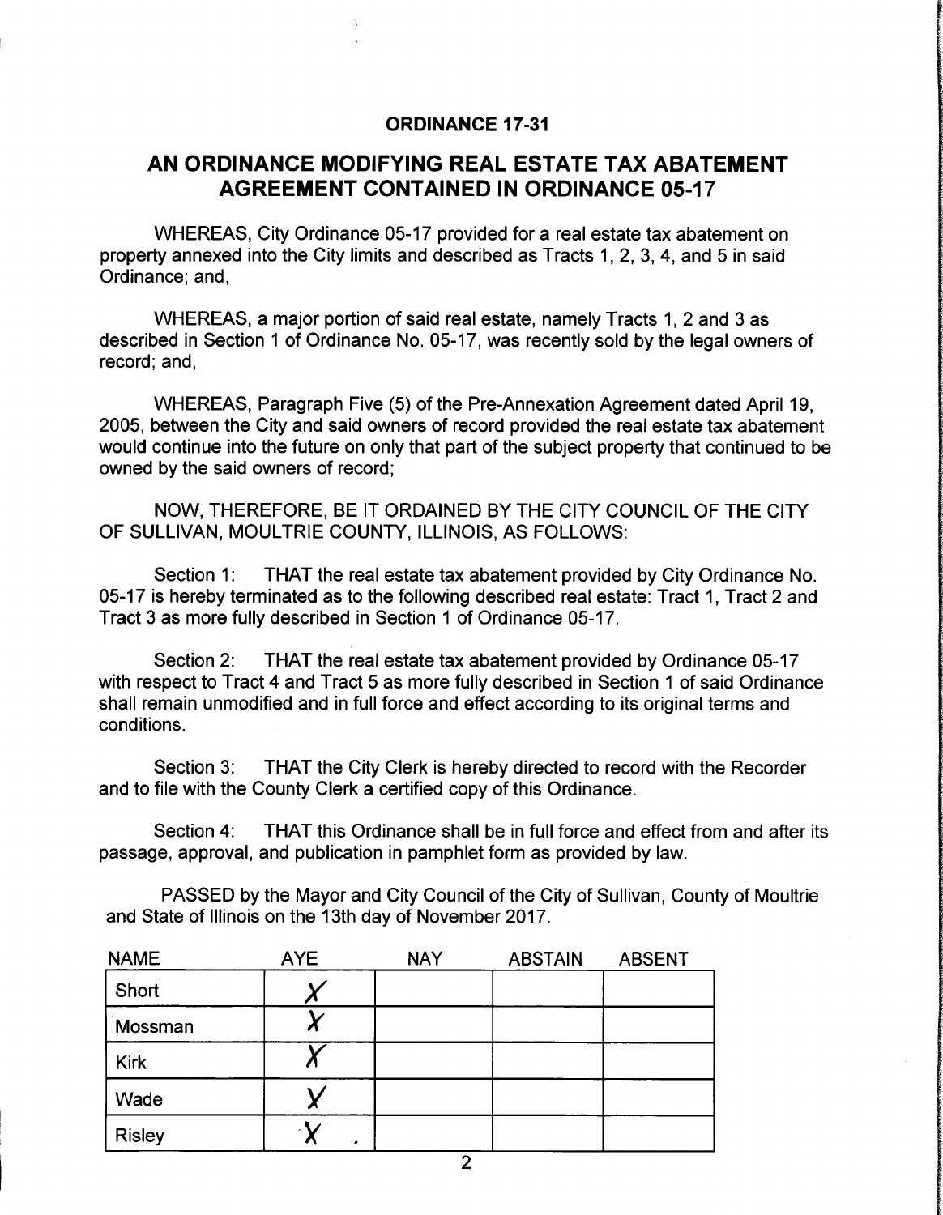## ORDINANCE 17-31

## AN ORDINANCE MODIFYING REAL ESTATE TAX ABATEMENT AGREEMENT CONTAINED IN ORDINANCE 05-17

WHEREAS, City Ordinance 05-17 provided for a real estate tax abatement on property annexed into the City limits and described as Tracts 1, 2, 3, 4, and 5 in said Ordinance; and,

WHEREAS, a major portion of said real estate, namely Tracts 1, 2 and 3 as described in Section 1 of Ordinance No. 05-17, was recently sold by the legal owners of record; and,

WHEREAS, Paragraph Five (5) of the Pre-Annexation Agreement dated April 19, 2005, between the City and said owners of record provided the real estate tax abatement would continue into the future on only that part of the subject property that continued to be owned by the said owners of record;

NOW, THEREFORE, BE IT ORDAINED BY THE CITY COUNCIL OF THE CITY OF SULLIVAN, MOULTRIE COUNTY, ILLINOIS, AS FOLLOWS:

Section 1: THAT the real estate tax abatement provided by City Ordinance No. 05-17 is hereby terminated as to the following described real estate: Tract 1, Tract 2 and Tract 3 as more fully described in Section 1 of Ordinance 05-17.

Section 2: THAT the real estate tax abatement provided by Ordinance 05-17 with respect to Tract 4 and Tract 5 as more fully described in Section 1 of said Ordinance shall remain unmodified and in full force and effect according to its original terms and conditions.

Section 3: THAT the City Clerk is hereby directed to record with the Recorder and to file with the County Clerk a certified copy of this Ordinance.

Section 4: THAT this Ordinance shall be in full force and effect from and after its passage, approval, and publication in pamphlet form as provided by law.

PASSED by the Mayor and City Council of the City of Sullivan, County of Moultrie and State of Illinois on the 13th day of November 2017.

| NAME | AYE | NAY | ABSTAIN | ABSENT |
|---|---|---|---|---|
| Short | X | | | |
| Mossman | X | | | |
| Kirk | X | | | |
| Wade | X | | | |
| Risley | X | | | |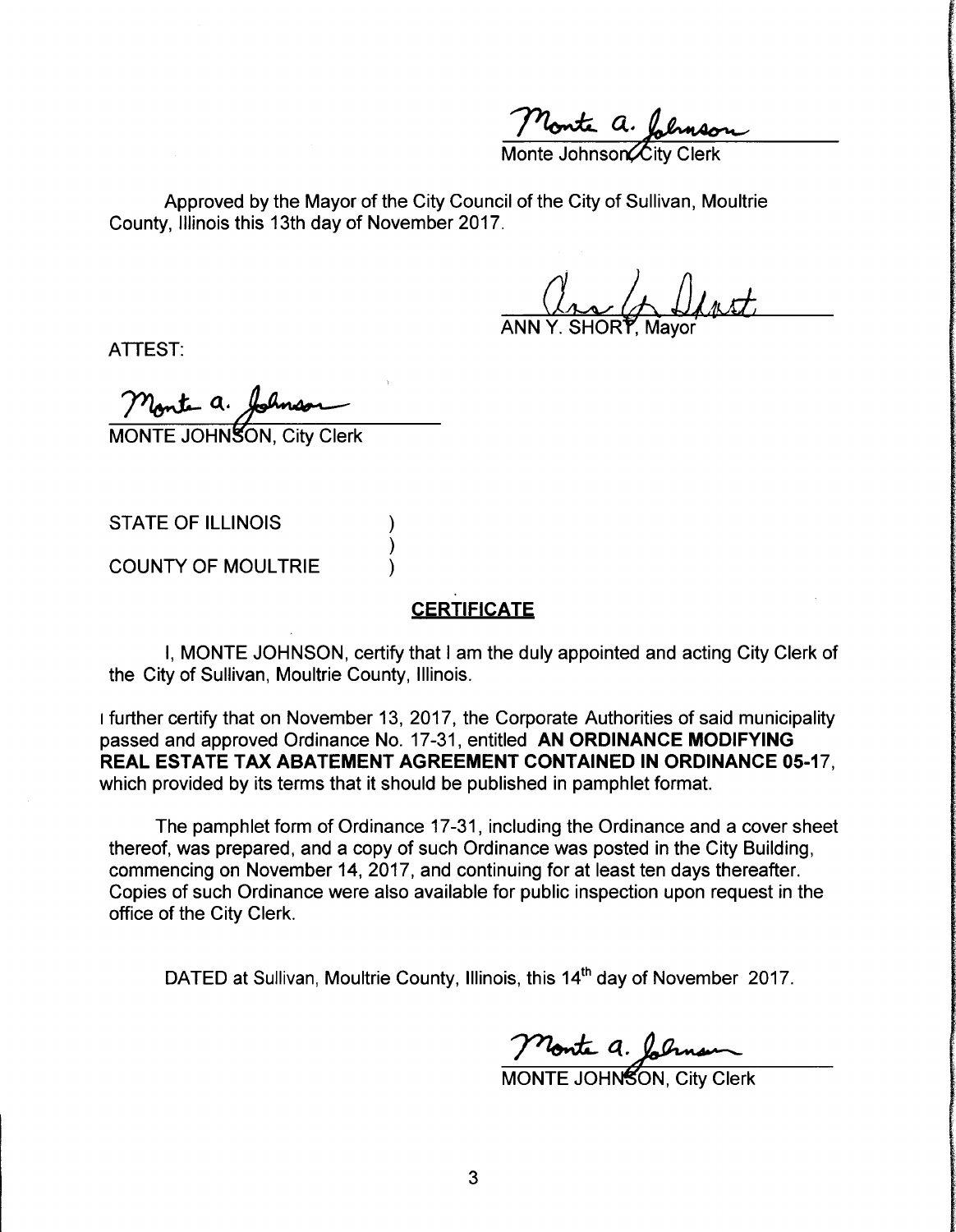Monte A. Johnson

Monte Johnson, City Clerk

Approved by the Mayor of the City Council of the City of Sullivan, Moultrie County, Illinois this 13th day of November 2017.

Ann Y. Short

ANN Y. SHORT, Mayor

ATTEST:

Monte A. Johnson

MONTE JOHNSON, City Clerk

STATE OF ILLINOIS )
)
COUNTY OF MOULTRIE )

## CERTIFICATE

I, MONTE JOHNSON, certify that I am the duly appointed and acting City Clerk of the City of Sullivan, Moultrie County, Illinois.

I further certify that on November 13, 2017, the Corporate Authorities of said municipality passed and approved Ordinance No. 17-31, entitled **AN ORDINANCE MODIFYING REAL ESTATE TAX ABATEMENT AGREEMENT CONTAINED IN ORDINANCE 05-17**, which provided by its terms that it should be published in pamphlet format.

The pamphlet form of Ordinance 17-31, including the Ordinance and a cover sheet thereof, was prepared, and a copy of such Ordinance was posted in the City Building, commencing on November 14, 2017, and continuing for at least ten days thereafter. Copies of such Ordinance were also available for public inspection upon request in the office of the City Clerk.

DATED at Sullivan, Moultrie County, Illinois, this 14th day of November 2017.

Monte A. Johnson

MONTE JOHNSON, City Clerk